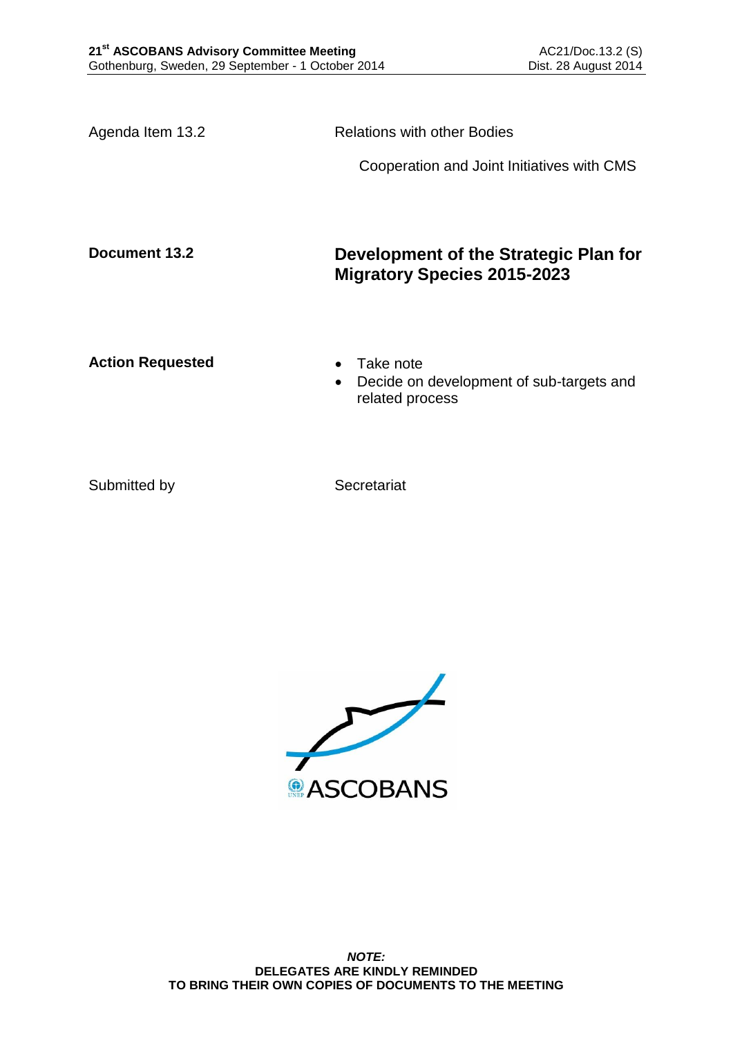**21st ASCOBANS Advisory Committee Meeting**
Gothenburg, Sweden, 29 September - 1 October 2014

AC21/Doc.13.2 (S)
Dist. 28 August 2014

| | |
|---|---|
| Agenda Item 13.2 | Relations with other Bodies |
| | Cooperation and Joint Initiatives with CMS |
| **Document 13.2** | **Development of the Strategic Plan for Migratory Species 2015-2023** |
| **Action Requested** | • Take note<br>• Decide on development of sub-targets and related process |
| Submitted by | Secretariat |

ASCOBANS

***NOTE:***
**DELEGATES ARE KINDLY REMINDED**
**TO BRING THEIR OWN COPIES OF DOCUMENTS TO THE MEETING**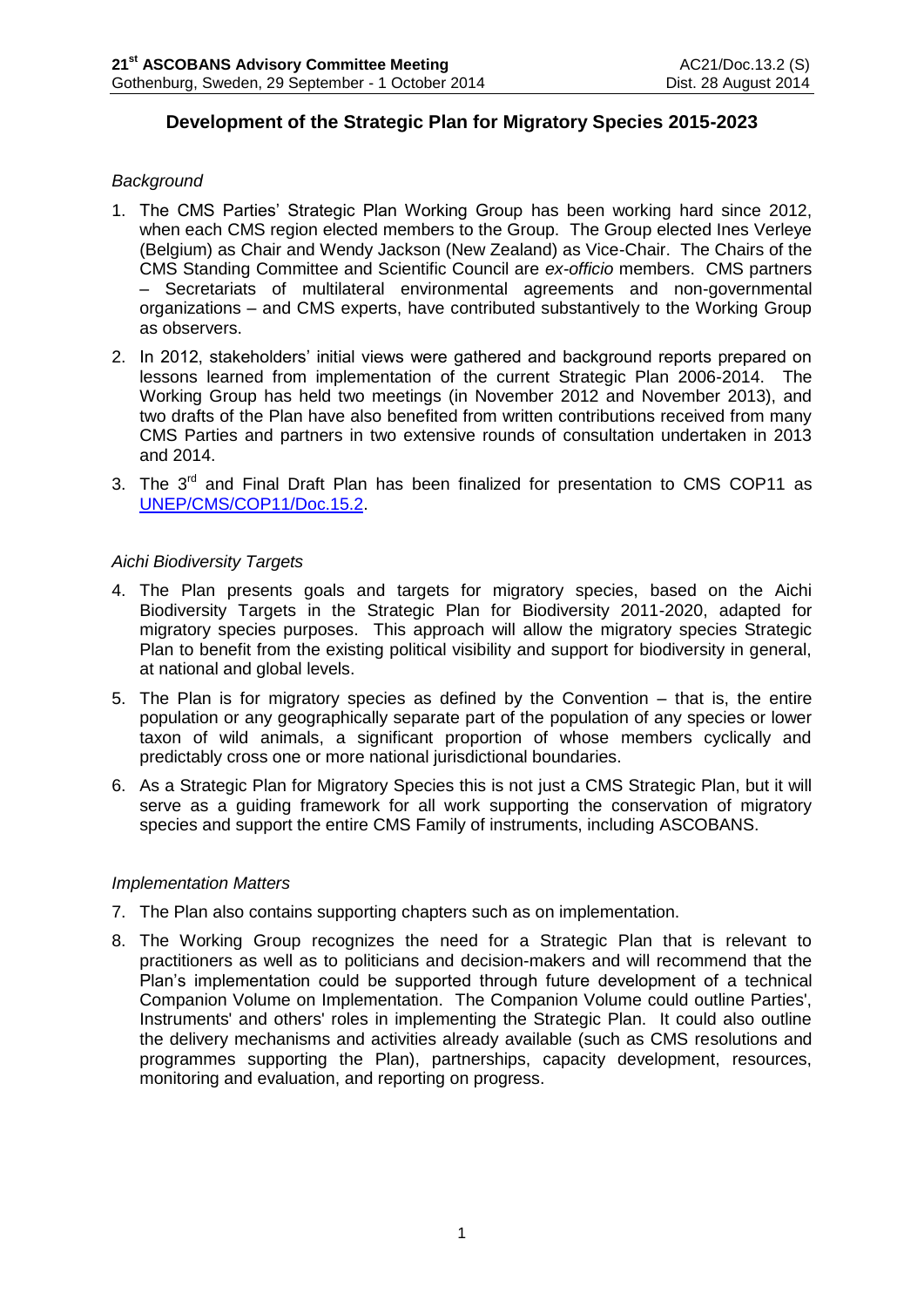## Development of the Strategic Plan for Migratory Species 2015-2023

*Background*

1. The CMS Parties' Strategic Plan Working Group has been working hard since 2012, when each CMS region elected members to the Group. The Group elected Ines Verleye (Belgium) as Chair and Wendy Jackson (New Zealand) as Vice-Chair. The Chairs of the CMS Standing Committee and Scientific Council are *ex-officio* members. CMS partners – Secretariats of multilateral environmental agreements and non-governmental organizations – and CMS experts, have contributed substantively to the Working Group as observers.

2. In 2012, stakeholders' initial views were gathered and background reports prepared on lessons learned from implementation of the current Strategic Plan 2006-2014. The Working Group has held two meetings (in November 2012 and November 2013), and two drafts of the Plan have also benefited from written contributions received from many CMS Parties and partners in two extensive rounds of consultation undertaken in 2013 and 2014.

3. The 3rd and Final Draft Plan has been finalized for presentation to CMS COP11 as UNEP/CMS/COP11/Doc.15.2.

*Aichi Biodiversity Targets*

4. The Plan presents goals and targets for migratory species, based on the Aichi Biodiversity Targets in the Strategic Plan for Biodiversity 2011-2020, adapted for migratory species purposes. This approach will allow the migratory species Strategic Plan to benefit from the existing political visibility and support for biodiversity in general, at national and global levels.

5. The Plan is for migratory species as defined by the Convention – that is, the entire population or any geographically separate part of the population of any species or lower taxon of wild animals, a significant proportion of whose members cyclically and predictably cross one or more national jurisdictional boundaries.

6. As a Strategic Plan for Migratory Species this is not just a CMS Strategic Plan, but it will serve as a guiding framework for all work supporting the conservation of migratory species and support the entire CMS Family of instruments, including ASCOBANS.

*Implementation Matters*

7. The Plan also contains supporting chapters such as on implementation.

8. The Working Group recognizes the need for a Strategic Plan that is relevant to practitioners as well as to politicians and decision-makers and will recommend that the Plan's implementation could be supported through future development of a technical Companion Volume on Implementation. The Companion Volume could outline Parties', Instruments' and others' roles in implementing the Strategic Plan. It could also outline the delivery mechanisms and activities already available (such as CMS resolutions and programmes supporting the Plan), partnerships, capacity development, resources, monitoring and evaluation, and reporting on progress.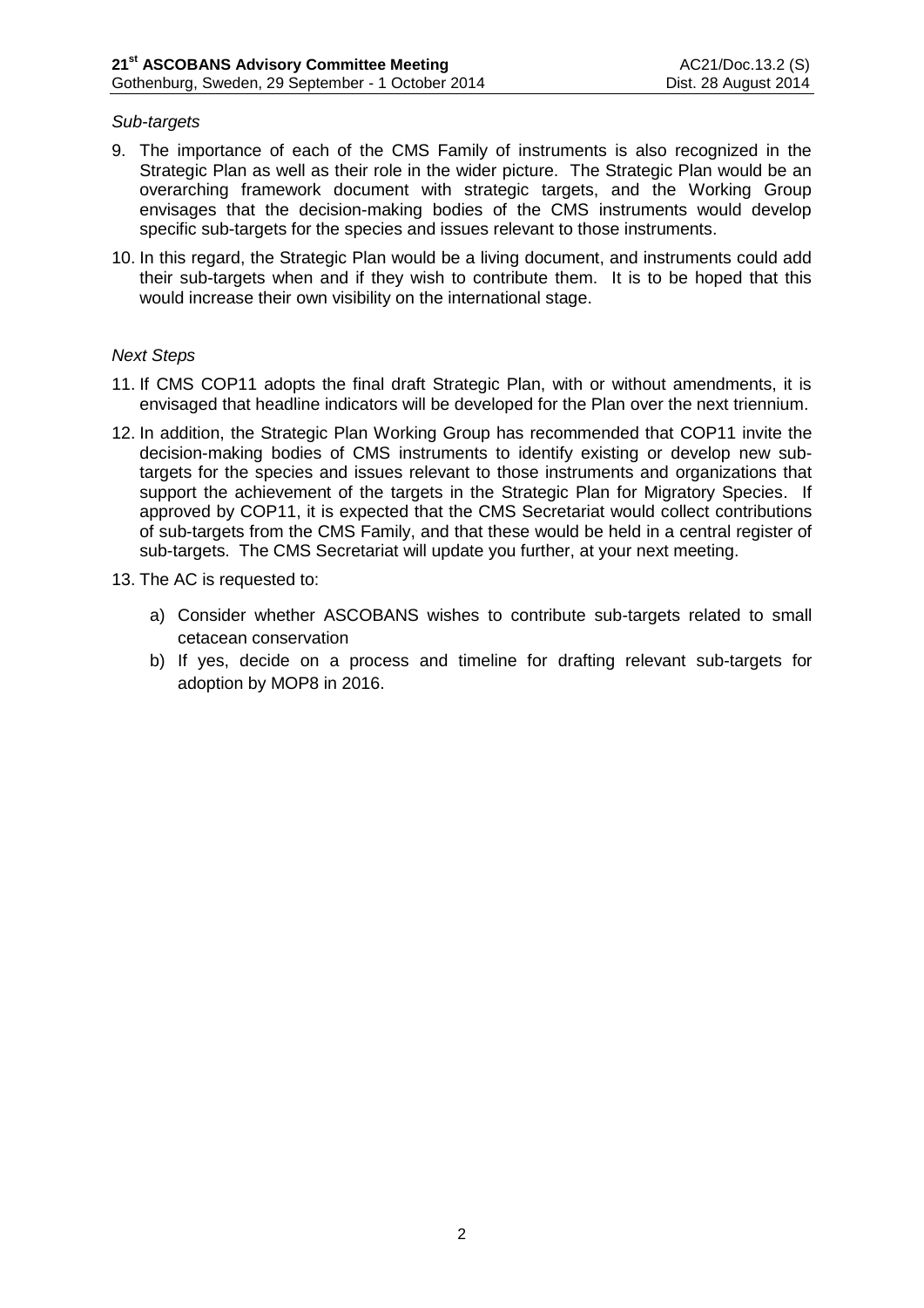*Sub-targets*

9. The importance of each of the CMS Family of instruments is also recognized in the Strategic Plan as well as their role in the wider picture. The Strategic Plan would be an overarching framework document with strategic targets, and the Working Group envisages that the decision-making bodies of the CMS instruments would develop specific sub-targets for the species and issues relevant to those instruments.

10. In this regard, the Strategic Plan would be a living document, and instruments could add their sub-targets when and if they wish to contribute them. It is to be hoped that this would increase their own visibility on the international stage.

*Next Steps*

11. If CMS COP11 adopts the final draft Strategic Plan, with or without amendments, it is envisaged that headline indicators will be developed for the Plan over the next triennium.

12. In addition, the Strategic Plan Working Group has recommended that COP11 invite the decision-making bodies of CMS instruments to identify existing or develop new sub-targets for the species and issues relevant to those instruments and organizations that support the achievement of the targets in the Strategic Plan for Migratory Species. If approved by COP11, it is expected that the CMS Secretariat would collect contributions of sub-targets from the CMS Family, and that these would be held in a central register of sub-targets. The CMS Secretariat will update you further, at your next meeting.

13. The AC is requested to:

    a) Consider whether ASCOBANS wishes to contribute sub-targets related to small cetacean conservation
    b) If yes, decide on a process and timeline for drafting relevant sub-targets for adoption by MOP8 in 2016.